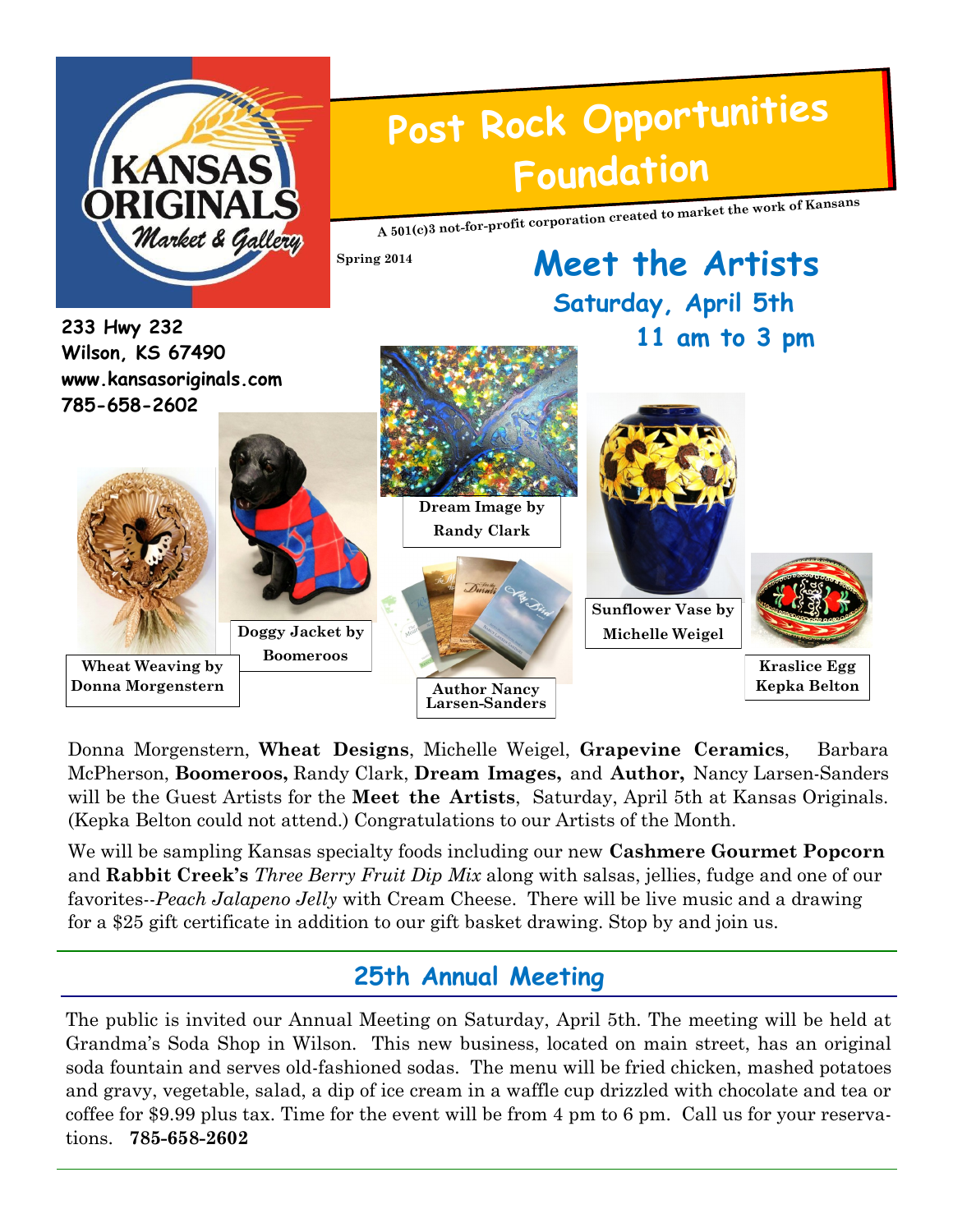KANSAS ORIGINALS *Market & Gallery*

# Post Rock Opportunities Foundation

**A 501(c)3 not-for-profit corporation created to market the work of Kansans**

**Spring 2014**

**233 Hwy 232**
**Wilson, KS 67490**
**www.kansasoriginals.com**
**785-658-2602**

## Meet the Artists

### Saturday, April 5th
### 11 am to 3 pm

**Wheat Weaving by Donna Morgenstern**

**Doggy Jacket by Boomeroos**

**Dream Image by Randy Clark**

**Author Nancy Larsen-Sanders**

**Sunflower Vase by Michelle Weigel**

**Kraslice Egg Kepka Belton**

Donna Morgenstern, **Wheat Designs**, Michelle Weigel, **Grapevine Ceramics**, Barbara McPherson, **Boomeroos,** Randy Clark, **Dream Images,** and **Author,** Nancy Larsen-Sanders will be the Guest Artists for the **Meet the Artists**, Saturday, April 5th at Kansas Originals. (Kepka Belton could not attend.) Congratulations to our Artists of the Month.

We will be sampling Kansas specialty foods including our new **Cashmere Gourmet Popcorn** and **Rabbit Creek's** *Three Berry Fruit Dip Mix* along with salsas, jellies, fudge and one of our favorites--*Peach Jalapeno Jelly* with Cream Cheese. There will be live music and a drawing for a $25 gift certificate in addition to our gift basket drawing. Stop by and join us.

## 25th Annual Meeting

The public is invited our Annual Meeting on Saturday, April 5th. The meeting will be held at Grandma's Soda Shop in Wilson. This new business, located on main street, has an original soda fountain and serves old-fashioned sodas. The menu will be fried chicken, mashed potatoes and gravy, vegetable, salad, a dip of ice cream in a waffle cup drizzled with chocolate and tea or coffee for $9.99 plus tax. Time for the event will be from 4 pm to 6 pm. Call us for your reservations. **785-658-2602**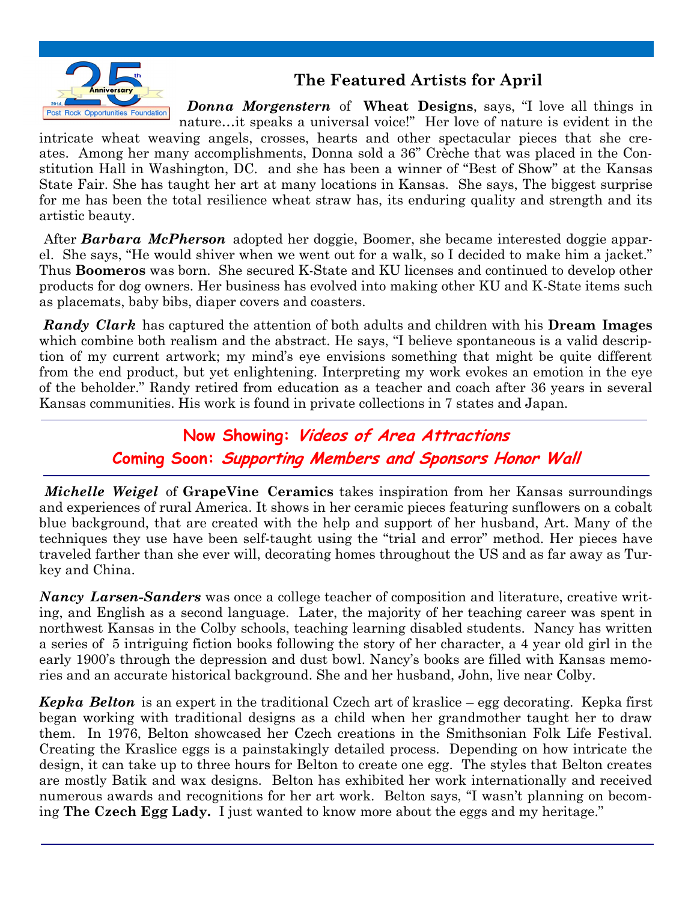## The Featured Artists for April

***Donna Morgenstern*** of **Wheat Designs**, says, "I love all things in nature…it speaks a universal voice!" Her love of nature is evident in the intricate wheat weaving angels, crosses, hearts and other spectacular pieces that she creates. Among her many accomplishments, Donna sold a 36" Crèche that was placed in the Constitution Hall in Washington, DC. and she has been a winner of "Best of Show" at the Kansas State Fair. She has taught her art at many locations in Kansas. She says, The biggest surprise for me has been the total resilience wheat straw has, its enduring quality and strength and its artistic beauty.

After ***Barbara McPherson*** adopted her doggie, Boomer, she became interested doggie apparel. She says, "He would shiver when we went out for a walk, so I decided to make him a jacket." Thus **Boomeros** was born. She secured K-State and KU licenses and continued to develop other products for dog owners. Her business has evolved into making other KU and K-State items such as placemats, baby bibs, diaper covers and coasters.

***Randy Clark*** has captured the attention of both adults and children with his **Dream Images** which combine both realism and the abstract. He says, "I believe spontaneous is a valid description of my current artwork; my mind's eye envisions something that might be quite different from the end product, but yet enlightening. Interpreting my work evokes an emotion in the eye of the beholder." Randy retired from education as a teacher and coach after 36 years in several Kansas communities. His work is found in private collections in 7 states and Japan.

---

**Now Showing: *Videos of Area Attractions***

**Coming Soon: *Supporting Members and Sponsors Honor Wall***

---

***Michelle Weigel*** of **GrapeVine Ceramics** takes inspiration from her Kansas surroundings and experiences of rural America. It shows in her ceramic pieces featuring sunflowers on a cobalt blue background, that are created with the help and support of her husband, Art. Many of the techniques they use have been self-taught using the "trial and error" method. Her pieces have traveled farther than she ever will, decorating homes throughout the US and as far away as Turkey and China.

***Nancy Larsen-Sanders*** was once a college teacher of composition and literature, creative writing, and English as a second language. Later, the majority of her teaching career was spent in northwest Kansas in the Colby schools, teaching learning disabled students. Nancy has written a series of 5 intriguing fiction books following the story of her character, a 4 year old girl in the early 1900's through the depression and dust bowl. Nancy's books are filled with Kansas memories and an accurate historical background. She and her husband, John, live near Colby.

***Kepka Belton*** is an expert in the traditional Czech art of kraslice – egg decorating. Kepka first began working with traditional designs as a child when her grandmother taught her to draw them. In 1976, Belton showcased her Czech creations in the Smithsonian Folk Life Festival. Creating the Kraslice eggs is a painstakingly detailed process. Depending on how intricate the design, it can take up to three hours for Belton to create one egg. The styles that Belton creates are mostly Batik and wax designs. Belton has exhibited her work internationally and received numerous awards and recognitions for her art work. Belton says, "I wasn't planning on becoming **The Czech Egg Lady.** I just wanted to know more about the eggs and my heritage."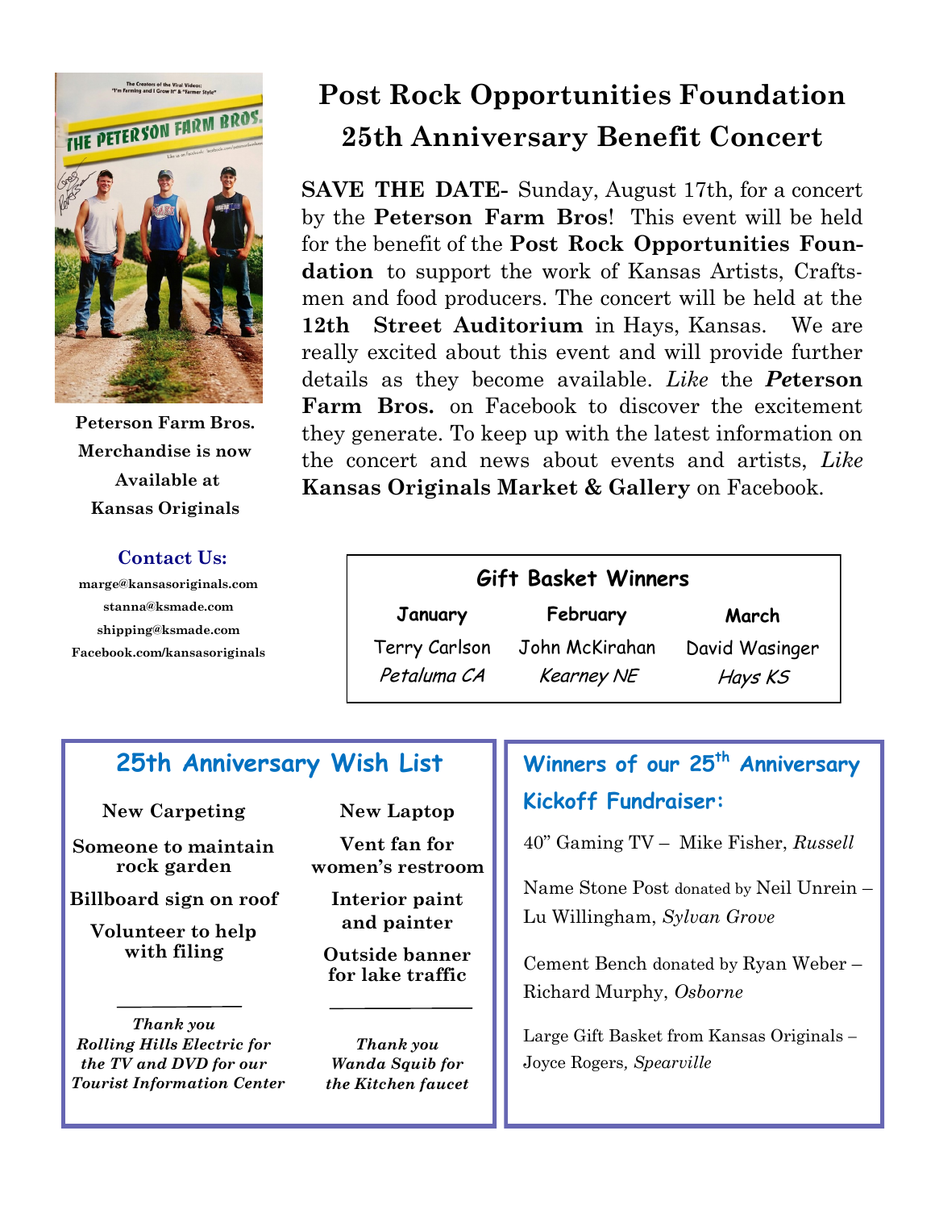# Post Rock Opportunities Foundation 25th Anniversary Benefit Concert

**SAVE THE DATE-** Sunday, August 17th, for a concert by the **Peterson Farm Bros**! This event will be held for the benefit of the **Post Rock Opportunities Foundation** to support the work of Kansas Artists, Craftsmen and food producers. The concert will be held at the **12th Street Auditorium** in Hays, Kansas. We are really excited about this event and will provide further details as they become available. *Like* the ***Peterson* Farm Bros.** on Facebook to discover the excitement they generate. To keep up with the latest information on the concert and news about events and artists, *Like* **Kansas Originals Market & Gallery** on Facebook.

**Peterson Farm Bros. Merchandise is now Available at Kansas Originals**

**Contact Us:**

marge@kansasoriginals.com
stanna@ksmade.com
shipping@ksmade.com
Facebook.com/kansasoriginals

## Gift Basket Winners

| January | February | March |
|---|---|---|
| Terry Carlson | John McKirahan | David Wasinger |
| *Petaluma CA* | *Kearney NE* | *Hays KS* |

## 25th Anniversary Wish List

- New Carpeting
- Someone to maintain rock garden
- Billboard sign on roof
- Volunteer to help with filing
- New Laptop
- Vent fan for women's restroom
- Interior paint and painter
- Outside banner for lake traffic

***Thank you Rolling Hills Electric for the TV and DVD for our Tourist Information Center***

***Thank you Wanda Squib for the Kitchen faucet***

## Winners of our 25th Anniversary Kickoff Fundraiser:

40" Gaming TV – Mike Fisher, *Russell*

Name Stone Post donated by Neil Unrein – Lu Willingham, *Sylvan Grove*

Cement Bench donated by Ryan Weber – Richard Murphy, *Osborne*

Large Gift Basket from Kansas Originals – Joyce Rogers, *Spearville*